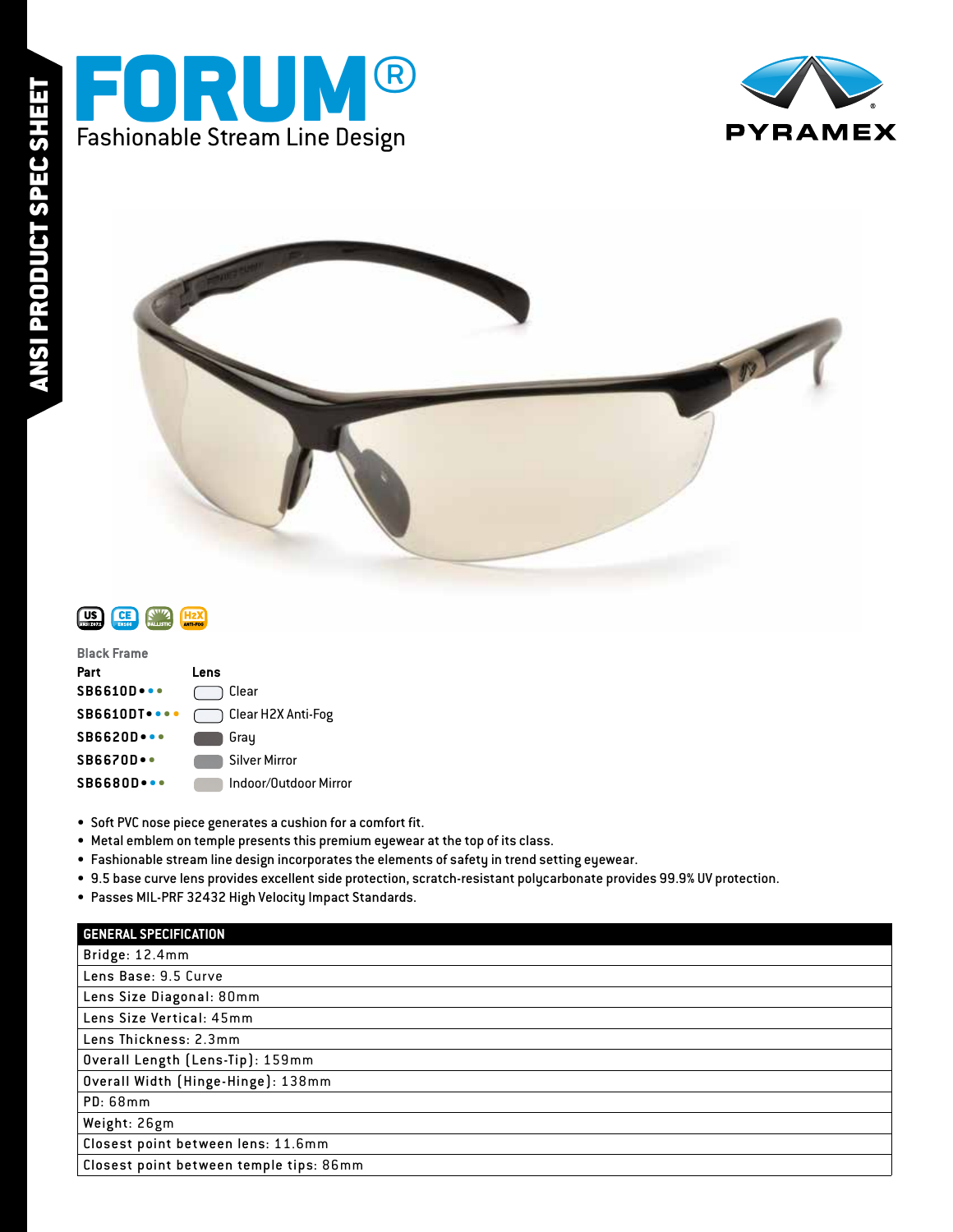ANSI PRODUCT SPEC SHEET

# FORUM®

Fashionable Stream Line Design

PYRAMEX

**Black Frame**

| Part | Lens |
|---|---|
| SB6610D | Clear |
| SB6610DT | Clear H2X Anti-Fog |
| SB6620D | Gray |
| SB6670D | Silver Mirror |
| SB6680D | Indoor/Outdoor Mirror |

- Soft PVC nose piece generates a cushion for a comfort fit.
- Metal emblem on temple presents this premium eyewear at the top of its class.
- Fashionable stream line design incorporates the elements of safety in trend setting eyewear.
- 9.5 base curve lens provides excellent side protection, scratch-resistant polycarbonate provides 99.9% UV protection.
- Passes MIL-PRF 32432 High Velocity Impact Standards.

| GENERAL SPECIFICATION |
|---|
| Bridge: 12.4mm |
| Lens Base: 9.5 Curve |
| Lens Size Diagonal: 80mm |
| Lens Size Vertical: 45mm |
| Lens Thickness: 2.3mm |
| Overall Length (Lens-Tip): 159mm |
| Overall Width (Hinge-Hinge): 138mm |
| PD: 68mm |
| Weight: 26gm |
| Closest point between lens: 11.6mm |
| Closest point between temple tips: 86mm |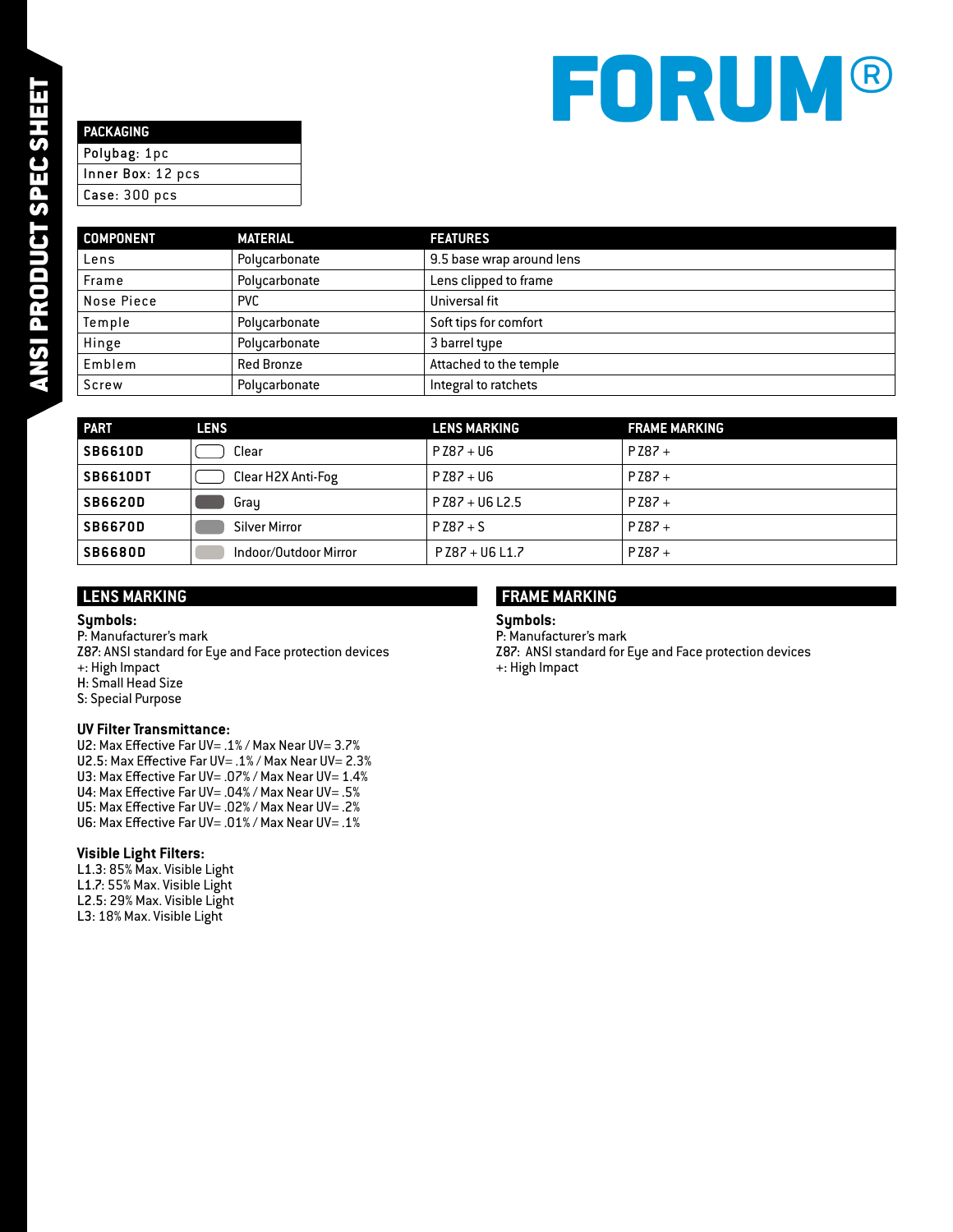# ANSI PRODUCT SPEC SHEET

FORUM®

| PACKAGING |
|---|
| Polybag: 1pc |
| Inner Box: 12 pcs |
| Case: 300 pcs |

| COMPONENT | MATERIAL | FEATURES |
|---|---|---|
| Lens | Polycarbonate | 9.5 base wrap around lens |
| Frame | Polycarbonate | Lens clipped to frame |
| Nose Piece | PVC | Universal fit |
| Temple | Polycarbonate | Soft tips for comfort |
| Hinge | Polycarbonate | 3 barrel type |
| Emblem | Red Bronze | Attached to the temple |
| Screw | Polycarbonate | Integral to ratchets |

| PART | LENS | LENS MARKING | FRAME MARKING |
|---|---|---|---|
| SB6610D | Clear | P Z87 + U6 | P Z87 + |
| SB6610DT | Clear H2X Anti-Fog | P Z87 + U6 | P Z87 + |
| SB6620D | Gray | P Z87 + U6 L2.5 | P Z87 + |
| SB6670D | Silver Mirror | P Z87 + S | P Z87 + |
| SB6680D | Indoor/Outdoor Mirror | P Z87 + U6 L1.7 | P Z87 + |

## LENS MARKING

**Symbols:**

P: Manufacturer's mark
Z87: ANSI standard for Eye and Face protection devices
+: High Impact
H: Small Head Size
S: Special Purpose

**UV Filter Transmittance:**

U2: Max Effective Far UV= .1% / Max Near UV= 3.7%
U2.5: Max Effective Far UV= .1% / Max Near UV= 2.3%
U3: Max Effective Far UV= .07% / Max Near UV= 1.4%
U4: Max Effective Far UV= .04% / Max Near UV= .5%
U5: Max Effective Far UV= .02% / Max Near UV= .2%
U6: Max Effective Far UV= .01% / Max Near UV= .1%

**Visible Light Filters:**

L1.3: 85% Max. Visible Light
L1.7: 55% Max. Visible Light
L2.5: 29% Max. Visible Light
L3: 18% Max. Visible Light

## FRAME MARKING

**Symbols:**

P: Manufacturer's mark
Z87: ANSI standard for Eye and Face protection devices
+: High Impact